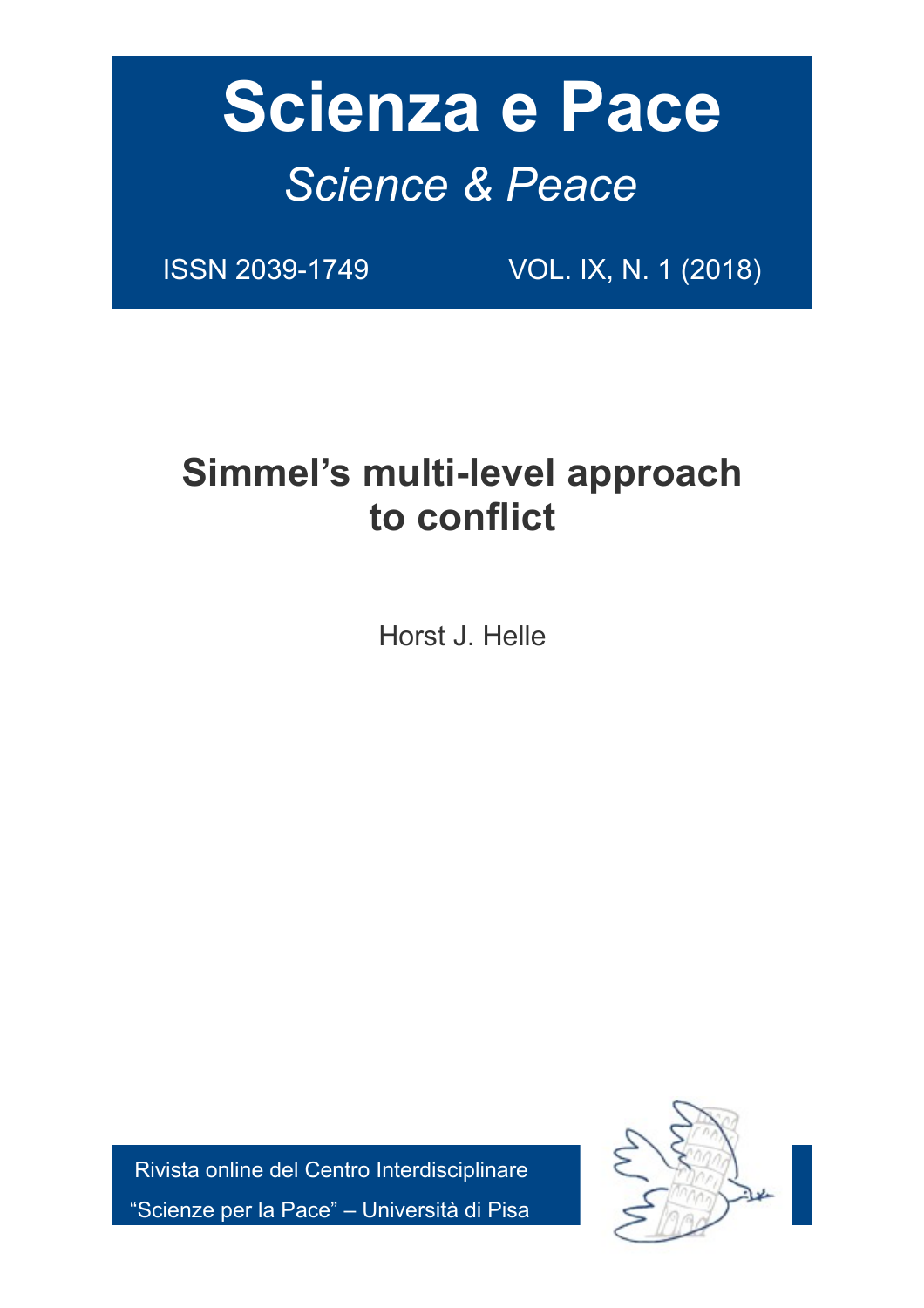# Scienza e Pace

*Science & Peace*

ISSN 2039-1749 VOL. IX, N. 1 (2018)

## Simmel's multi-level approach to conflict

Horst J. Helle

Rivista online del Centro Interdisciplinare "Scienze per la Pace" – Università di Pisa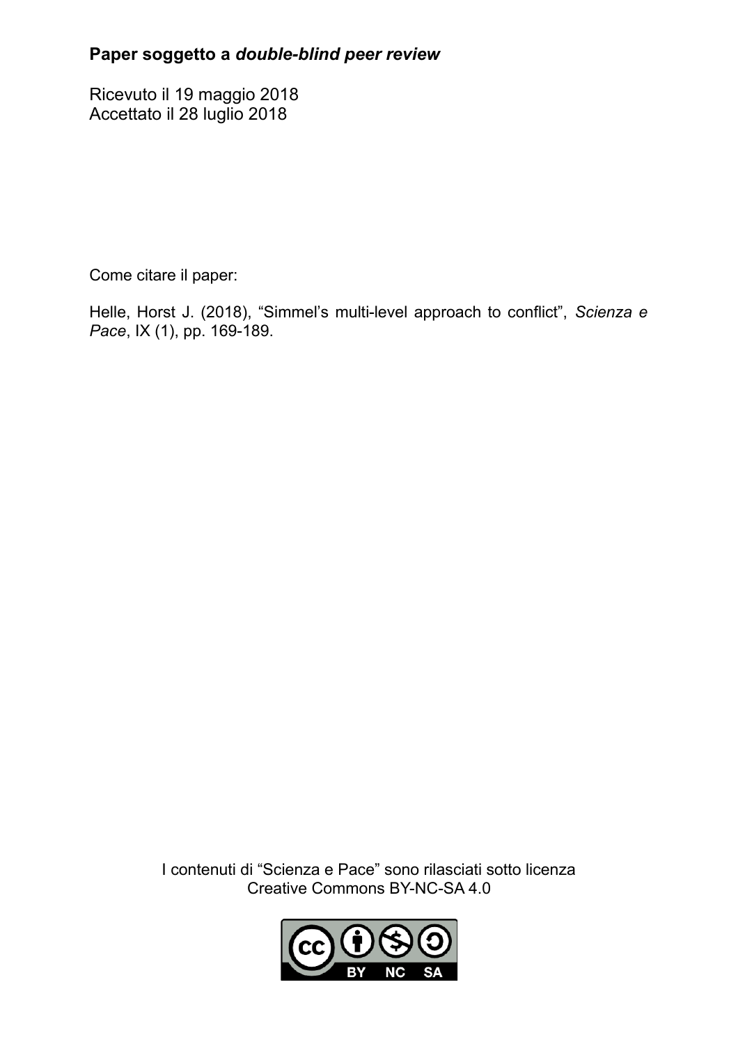**Paper soggetto a *double-blind peer review***

Ricevuto il 19 maggio 2018
Accettato il 28 luglio 2018

Come citare il paper:

Helle, Horst J. (2018), "Simmel's multi-level approach to conflict", *Scienza e Pace*, IX (1), pp. 169-189.

I contenuti di "Scienza e Pace" sono rilasciati sotto licenza Creative Commons BY-NC-SA 4.0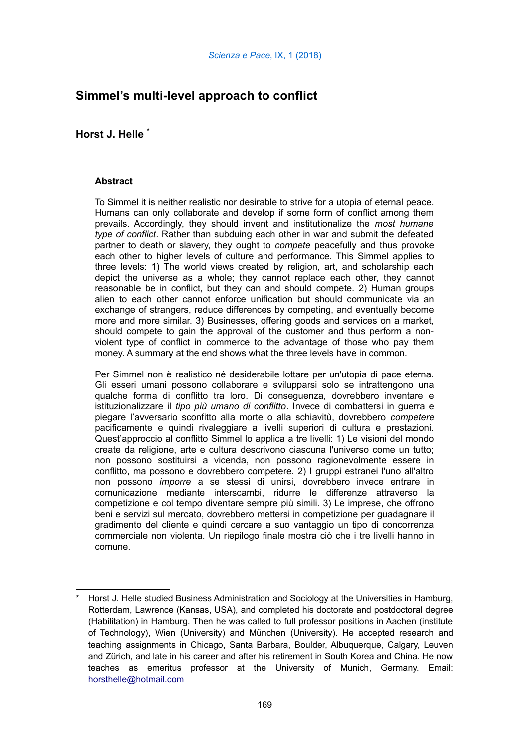# Simmel's multi-level approach to conflict

## Horst J. Helle [*]

### Abstract

To Simmel it is neither realistic nor desirable to strive for a utopia of eternal peace. Humans can only collaborate and develop if some form of conflict among them prevails. Accordingly, they should invent and institutionalize the *most humane type of conflict*. Rather than subduing each other in war and submit the defeated partner to death or slavery, they ought to *compete* peacefully and thus provoke each other to higher levels of culture and performance. This Simmel applies to three levels: 1) The world views created by religion, art, and scholarship each depict the universe as a whole; they cannot replace each other, they cannot reasonable be in conflict, but they can and should compete. 2) Human groups alien to each other cannot enforce unification but should communicate via an exchange of strangers, reduce differences by competing, and eventually become more and more similar. 3) Businesses, offering goods and services on a market, should compete to gain the approval of the customer and thus perform a non-violent type of conflict in commerce to the advantage of those who pay them money. A summary at the end shows what the three levels have in common.

Per Simmel non è realistico né desiderabile lottare per un'utopia di pace eterna. Gli esseri umani possono collaborare e svilupparsi solo se intrattengono una qualche forma di conflitto tra loro. Di conseguenza, dovrebbero inventare e istituzionalizzare il *tipo più umano di conflitto*. Invece di combattersi in guerra e piegare l'avversario sconfitto alla morte o alla schiavitù, dovrebbero *competere* pacificamente e quindi rivaleggiare a livelli superiori di cultura e prestazioni. Quest'approccio al conflitto Simmel lo applica a tre livelli: 1) Le visioni del mondo create da religione, arte e cultura descrivono ciascuna l'universo come un tutto; non possono sostituirsi a vicenda, non possono ragionevolmente essere in conflitto, ma possono e dovrebbero competere. 2) I gruppi estranei l'uno all'altro non possono *imporre* a se stessi di unirsi, dovrebbero invece entrare in comunicazione mediante interscambi, ridurre le differenze attraverso la competizione e col tempo diventare sempre più simili. 3) Le imprese, che offrono beni e servizi sul mercato, dovrebbero mettersi in competizione per guadagnare il gradimento del cliente e quindi cercare a suo vantaggio un tipo di concorrenza commerciale non violenta. Un riepilogo finale mostra ciò che i tre livelli hanno in comune.

---

[*] Horst J. Helle studied Business Administration and Sociology at the Universities in Hamburg, Rotterdam, Lawrence (Kansas, USA), and completed his doctorate and postdoctoral degree (Habilitation) in Hamburg. Then he was called to full professor positions in Aachen (institute of Technology), Wien (University) and München (University). He accepted research and teaching assignments in Chicago, Santa Barbara, Boulder, Albuquerque, Calgary, Leuven and Zürich, and late in his career and after his retirement in South Korea and China. He now teaches as emeritus professor at the University of Munich, Germany. Email: horsthelle@hotmail.com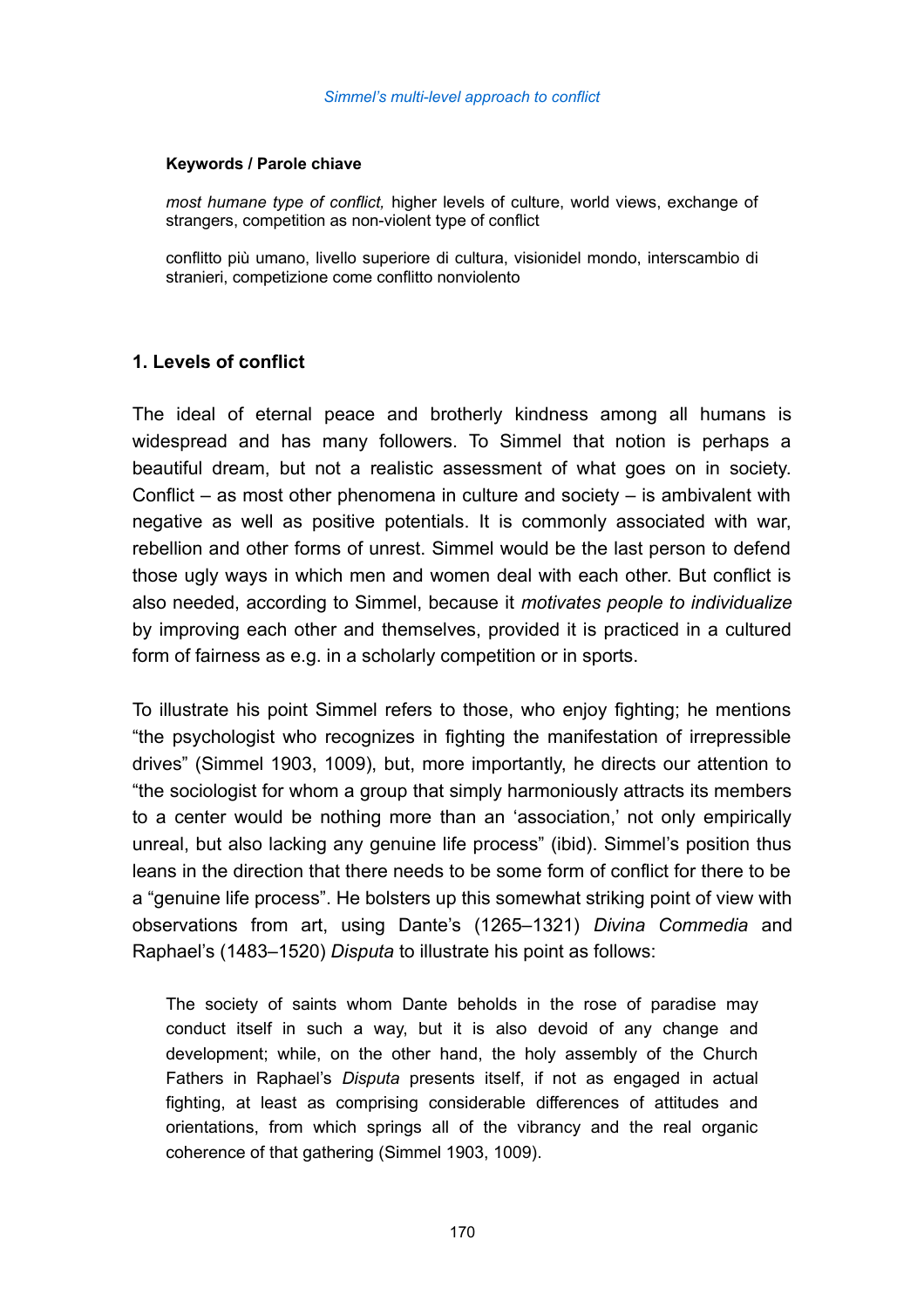**Keywords / Parole chiave**

*most humane type of conflict,* higher levels of culture, world views, exchange of strangers, competition as non-violent type of conflict

conflitto più umano, livello superiore di cultura, visionidel mondo, interscambio di stranieri, competizione come conflitto nonviolento

## 1. Levels of conflict

The ideal of eternal peace and brotherly kindness among all humans is widespread and has many followers. To Simmel that notion is perhaps a beautiful dream, but not a realistic assessment of what goes on in society. Conflict – as most other phenomena in culture and society – is ambivalent with negative as well as positive potentials. It is commonly associated with war, rebellion and other forms of unrest. Simmel would be the last person to defend those ugly ways in which men and women deal with each other. But conflict is also needed, according to Simmel, because it *motivates people to individualize* by improving each other and themselves, provided it is practiced in a cultured form of fairness as e.g. in a scholarly competition or in sports.

To illustrate his point Simmel refers to those, who enjoy fighting; he mentions "the psychologist who recognizes in fighting the manifestation of irrepressible drives" (Simmel 1903, 1009), but, more importantly, he directs our attention to "the sociologist for whom a group that simply harmoniously attracts its members to a center would be nothing more than an 'association,' not only empirically unreal, but also lacking any genuine life process" (ibid). Simmel's position thus leans in the direction that there needs to be some form of conflict for there to be a "genuine life process". He bolsters up this somewhat striking point of view with observations from art, using Dante's (1265–1321) *Divina Commedia* and Raphael's (1483–1520) *Disputa* to illustrate his point as follows:

> The society of saints whom Dante beholds in the rose of paradise may conduct itself in such a way, but it is also devoid of any change and development; while, on the other hand, the holy assembly of the Church Fathers in Raphael's *Disputa* presents itself, if not as engaged in actual fighting, at least as comprising considerable differences of attitudes and orientations, from which springs all of the vibrancy and the real organic coherence of that gathering (Simmel 1903, 1009).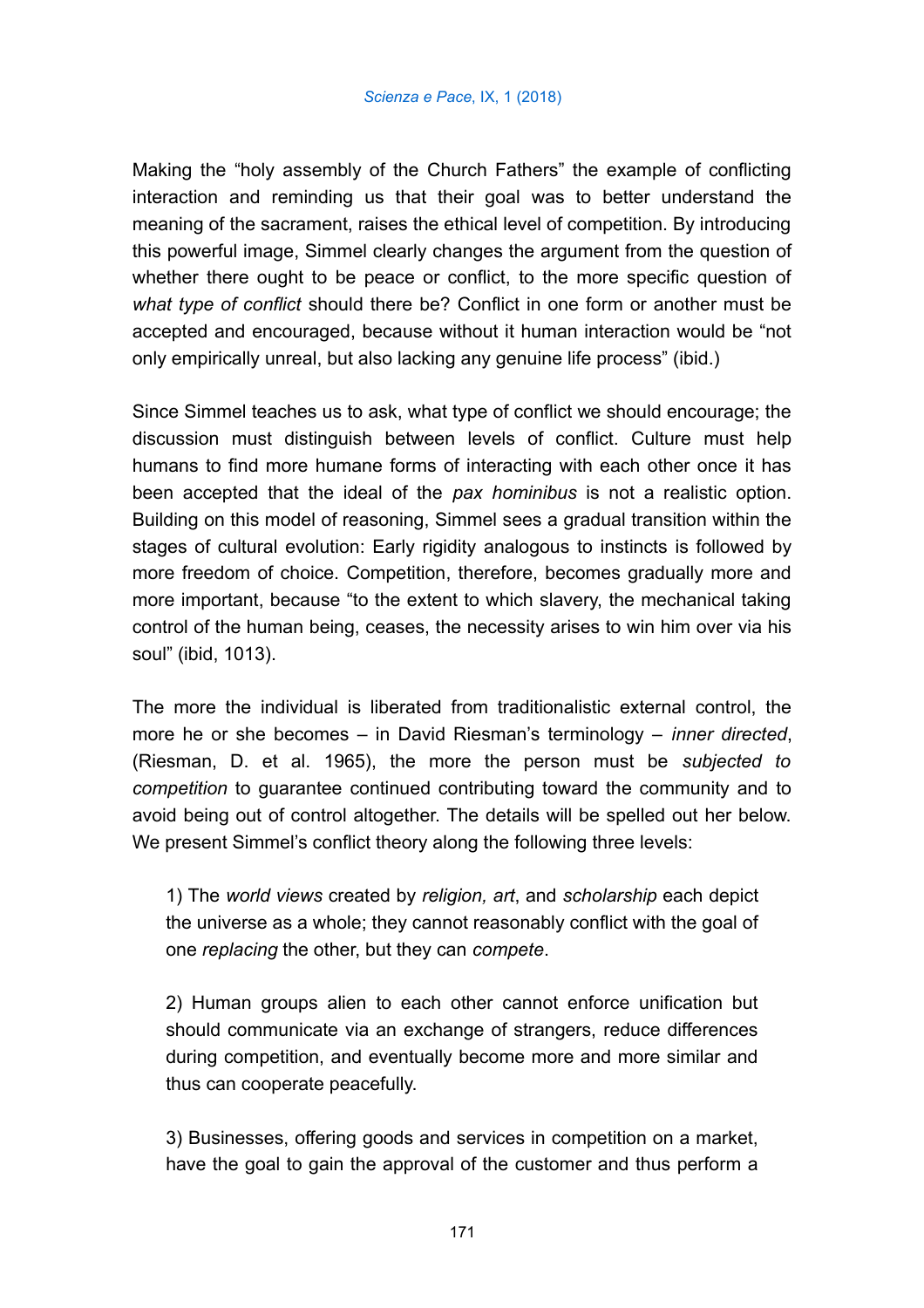Making the "holy assembly of the Church Fathers" the example of conflicting interaction and reminding us that their goal was to better understand the meaning of the sacrament, raises the ethical level of competition. By introducing this powerful image, Simmel clearly changes the argument from the question of whether there ought to be peace or conflict, to the more specific question of *what type of conflict* should there be? Conflict in one form or another must be accepted and encouraged, because without it human interaction would be "not only empirically unreal, but also lacking any genuine life process" (ibid.)

Since Simmel teaches us to ask, what type of conflict we should encourage; the discussion must distinguish between levels of conflict. Culture must help humans to find more humane forms of interacting with each other once it has been accepted that the ideal of the *pax hominibus* is not a realistic option. Building on this model of reasoning, Simmel sees a gradual transition within the stages of cultural evolution: Early rigidity analogous to instincts is followed by more freedom of choice. Competition, therefore, becomes gradually more and more important, because "to the extent to which slavery, the mechanical taking control of the human being, ceases, the necessity arises to win him over via his soul" (ibid, 1013).

The more the individual is liberated from traditionalistic external control, the more he or she becomes – in David Riesman's terminology – *inner directed*, (Riesman, D. et al. 1965), the more the person must be *subjected to competition* to guarantee continued contributing toward the community and to avoid being out of control altogether. The details will be spelled out her below. We present Simmel's conflict theory along the following three levels:

1) The *world views* created by *religion, art*, and *scholarship* each depict the universe as a whole; they cannot reasonably conflict with the goal of one *replacing* the other, but they can *compete*.

2) Human groups alien to each other cannot enforce unification but should communicate via an exchange of strangers, reduce differences during competition, and eventually become more and more similar and thus can cooperate peacefully.

3) Businesses, offering goods and services in competition on a market, have the goal to gain the approval of the customer and thus perform a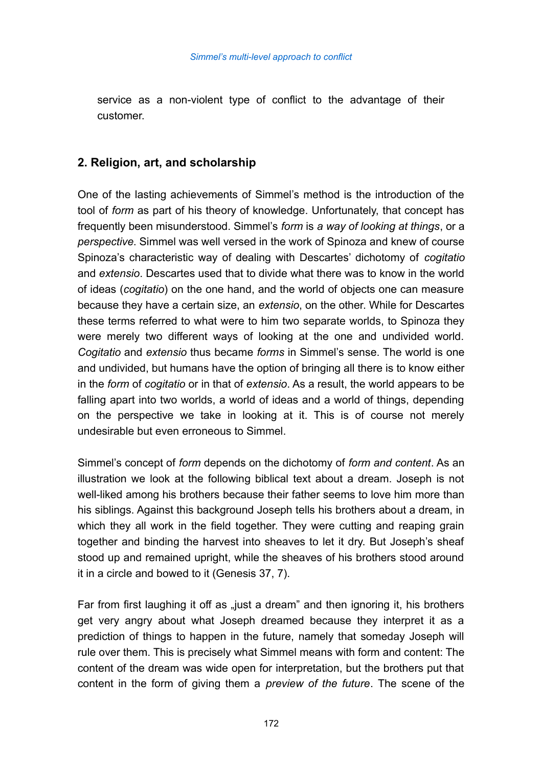service as a non-violent type of conflict to the advantage of their customer.

## 2. Religion, art, and scholarship

One of the lasting achievements of Simmel's method is the introduction of the tool of *form* as part of his theory of knowledge. Unfortunately, that concept has frequently been misunderstood. Simmel's *form* is *a way of looking at things*, or a *perspective*. Simmel was well versed in the work of Spinoza and knew of course Spinoza's characteristic way of dealing with Descartes' dichotomy of *cogitatio* and *extensio*. Descartes used that to divide what there was to know in the world of ideas (*cogitatio*) on the one hand, and the world of objects one can measure because they have a certain size, an *extensio*, on the other. While for Descartes these terms referred to what were to him two separate worlds, to Spinoza they were merely two different ways of looking at the one and undivided world. *Cogitatio* and *extensio* thus became *forms* in Simmel's sense. The world is one and undivided, but humans have the option of bringing all there is to know either in the *form* of *cogitatio* or in that of *extensio*. As a result, the world appears to be falling apart into two worlds, a world of ideas and a world of things, depending on the perspective we take in looking at it. This is of course not merely undesirable but even erroneous to Simmel.

Simmel's concept of *form* depends on the dichotomy of *form and content*. As an illustration we look at the following biblical text about a dream. Joseph is not well-liked among his brothers because their father seems to love him more than his siblings. Against this background Joseph tells his brothers about a dream, in which they all work in the field together. They were cutting and reaping grain together and binding the harvest into sheaves to let it dry. But Joseph's sheaf stood up and remained upright, while the sheaves of his brothers stood around it in a circle and bowed to it (Genesis 37, 7).

Far from first laughing it off as „just a dream" and then ignoring it, his brothers get very angry about what Joseph dreamed because they interpret it as a prediction of things to happen in the future, namely that someday Joseph will rule over them. This is precisely what Simmel means with form and content: The content of the dream was wide open for interpretation, but the brothers put that content in the form of giving them a *preview of the future*. The scene of the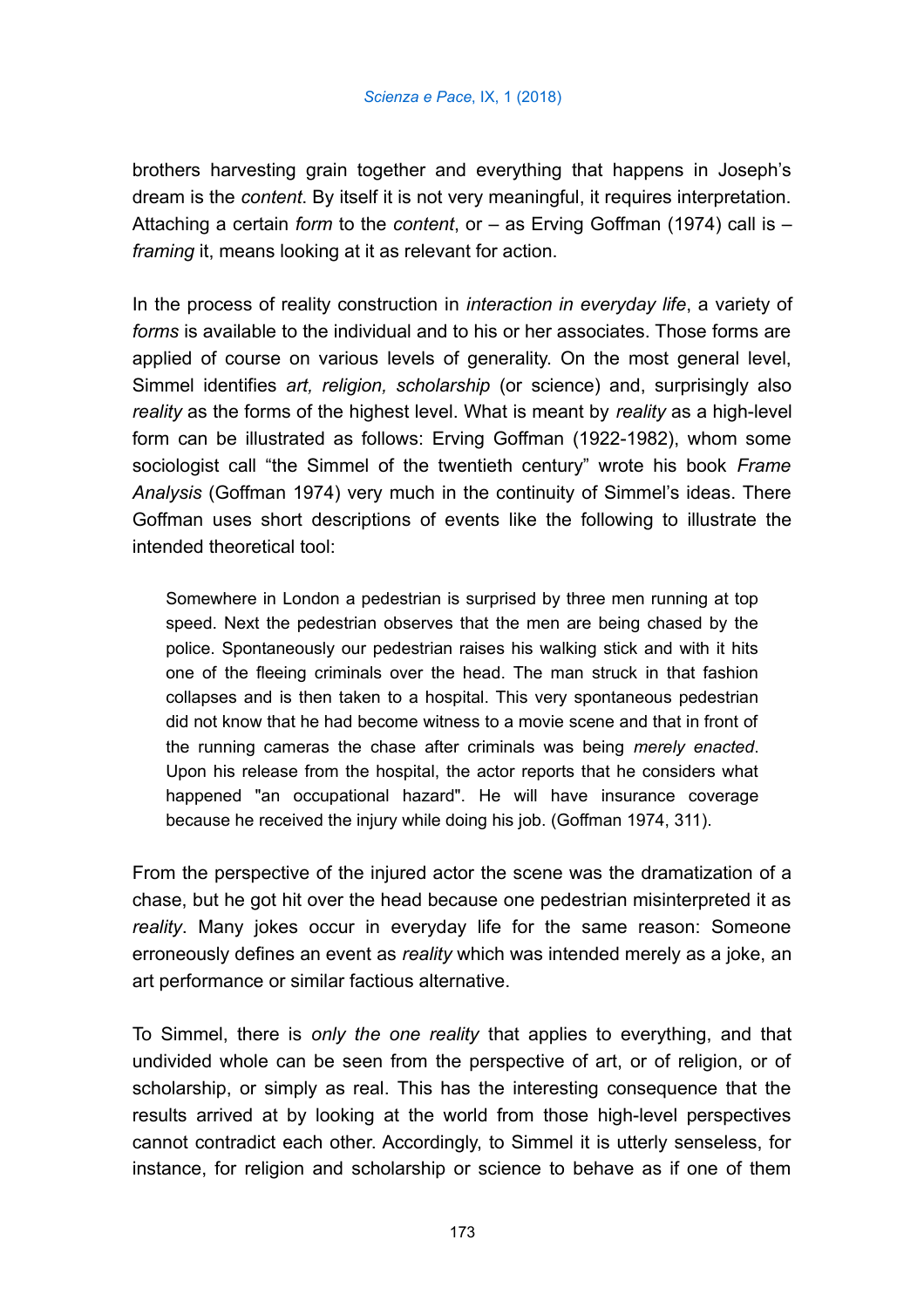brothers harvesting grain together and everything that happens in Joseph's dream is the *content*. By itself it is not very meaningful, it requires interpretation. Attaching a certain *form* to the *content*, or – as Erving Goffman (1974) call is – *framing* it, means looking at it as relevant for action.

In the process of reality construction in *interaction in everyday life*, a variety of *forms* is available to the individual and to his or her associates. Those forms are applied of course on various levels of generality. On the most general level, Simmel identifies *art, religion, scholarship* (or science) and, surprisingly also *reality* as the forms of the highest level. What is meant by *reality* as a high-level form can be illustrated as follows: Erving Goffman (1922-1982), whom some sociologist call "the Simmel of the twentieth century" wrote his book *Frame Analysis* (Goffman 1974) very much in the continuity of Simmel's ideas. There Goffman uses short descriptions of events like the following to illustrate the intended theoretical tool:

> Somewhere in London a pedestrian is surprised by three men running at top speed. Next the pedestrian observes that the men are being chased by the police. Spontaneously our pedestrian raises his walking stick and with it hits one of the fleeing criminals over the head. The man struck in that fashion collapses and is then taken to a hospital. This very spontaneous pedestrian did not know that he had become witness to a movie scene and that in front of the running cameras the chase after criminals was being *merely enacted*. Upon his release from the hospital, the actor reports that he considers what happened "an occupational hazard". He will have insurance coverage because he received the injury while doing his job. (Goffman 1974, 311).

From the perspective of the injured actor the scene was the dramatization of a chase, but he got hit over the head because one pedestrian misinterpreted it as *reality*. Many jokes occur in everyday life for the same reason: Someone erroneously defines an event as *reality* which was intended merely as a joke, an art performance or similar factious alternative.

To Simmel, there is *only the one reality* that applies to everything, and that undivided whole can be seen from the perspective of art, or of religion, or of scholarship, or simply as real. This has the interesting consequence that the results arrived at by looking at the world from those high-level perspectives cannot contradict each other. Accordingly, to Simmel it is utterly senseless, for instance, for religion and scholarship or science to behave as if one of them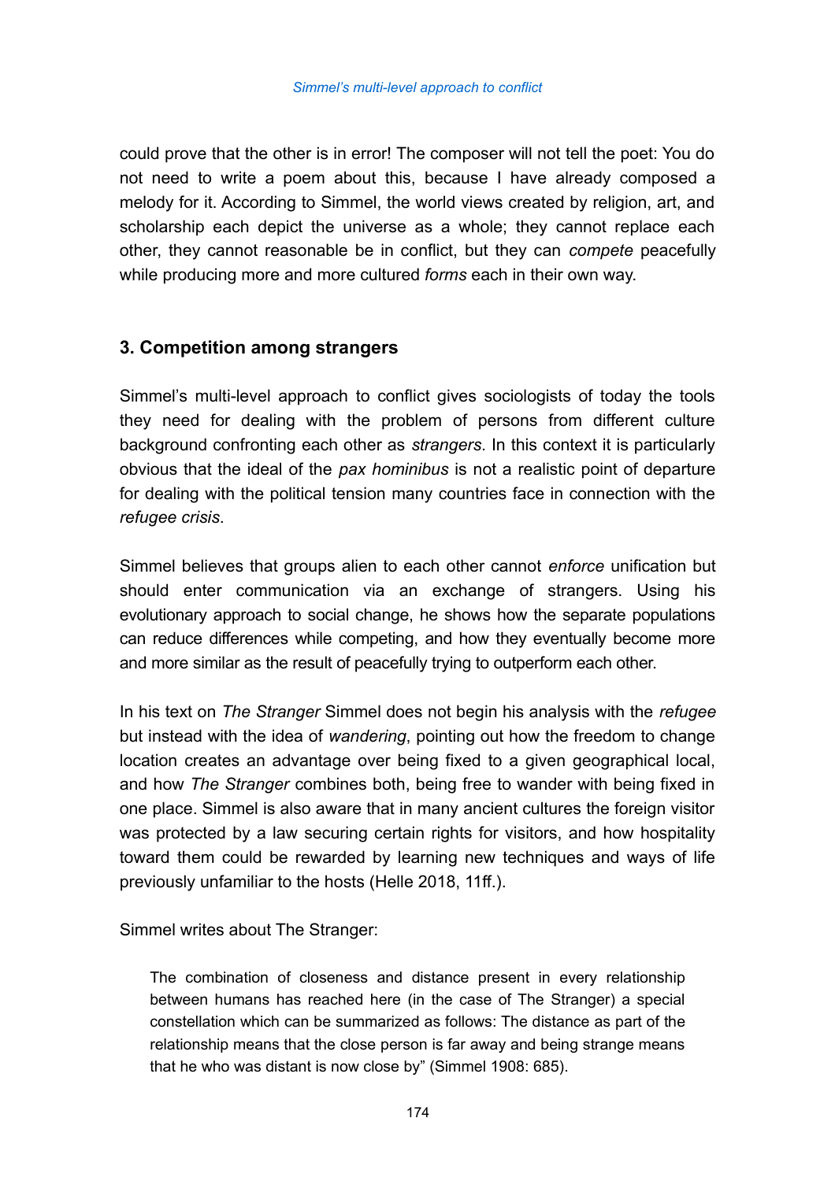could prove that the other is in error! The composer will not tell the poet: You do not need to write a poem about this, because I have already composed a melody for it. According to Simmel, the world views created by religion, art, and scholarship each depict the universe as a whole; they cannot replace each other, they cannot reasonable be in conflict, but they can *compete* peacefully while producing more and more cultured *forms* each in their own way.

## 3. Competition among strangers

Simmel's multi-level approach to conflict gives sociologists of today the tools they need for dealing with the problem of persons from different culture background confronting each other as *strangers*. In this context it is particularly obvious that the ideal of the *pax hominibus* is not a realistic point of departure for dealing with the political tension many countries face in connection with the *refugee crisis*.

Simmel believes that groups alien to each other cannot *enforce* unification but should enter communication via an exchange of strangers. Using his evolutionary approach to social change, he shows how the separate populations can reduce differences while competing, and how they eventually become more and more similar as the result of peacefully trying to outperform each other.

In his text on *The Stranger* Simmel does not begin his analysis with the *refugee* but instead with the idea of *wandering*, pointing out how the freedom to change location creates an advantage over being fixed to a given geographical local, and how *The Stranger* combines both, being free to wander with being fixed in one place. Simmel is also aware that in many ancient cultures the foreign visitor was protected by a law securing certain rights for visitors, and how hospitality toward them could be rewarded by learning new techniques and ways of life previously unfamiliar to the hosts (Helle 2018, 11ff.).

Simmel writes about The Stranger:

> The combination of closeness and distance present in every relationship between humans has reached here (in the case of The Stranger) a special constellation which can be summarized as follows: The distance as part of the relationship means that the close person is far away and being strange means that he who was distant is now close by" (Simmel 1908: 685).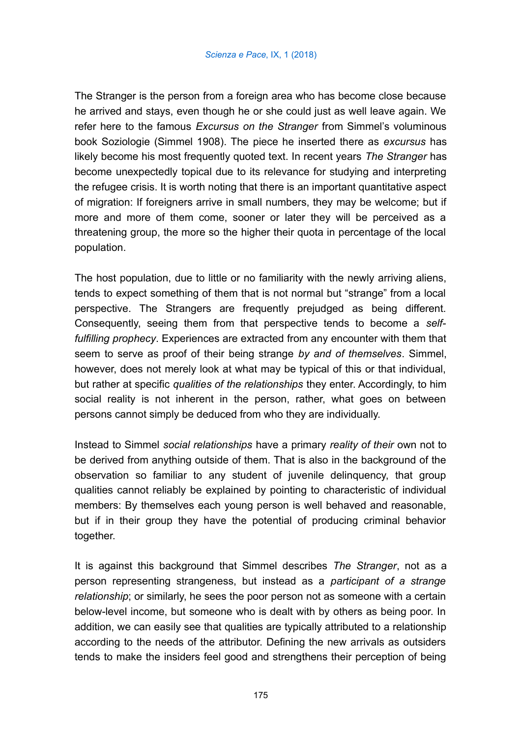The Stranger is the person from a foreign area who has become close because he arrived and stays, even though he or she could just as well leave again. We refer here to the famous *Excursus on the Stranger* from Simmel's voluminous book Soziologie (Simmel 1908). The piece he inserted there as *excursus* has likely become his most frequently quoted text. In recent years *The Stranger* has become unexpectedly topical due to its relevance for studying and interpreting the refugee crisis. It is worth noting that there is an important quantitative aspect of migration: If foreigners arrive in small numbers, they may be welcome; but if more and more of them come, sooner or later they will be perceived as a threatening group, the more so the higher their quota in percentage of the local population.

The host population, due to little or no familiarity with the newly arriving aliens, tends to expect something of them that is not normal but "strange" from a local perspective. The Strangers are frequently prejudged as being different. Consequently, seeing them from that perspective tends to become a *self-fulfilling prophecy*. Experiences are extracted from any encounter with them that seem to serve as proof of their being strange *by and of themselves*. Simmel, however, does not merely look at what may be typical of this or that individual, but rather at specific *qualities of the relationships* they enter. Accordingly, to him social reality is not inherent in the person, rather, what goes on between persons cannot simply be deduced from who they are individually.

Instead to Simmel *social relationships* have a primary *reality of their* own not to be derived from anything outside of them. That is also in the background of the observation so familiar to any student of juvenile delinquency, that group qualities cannot reliably be explained by pointing to characteristic of individual members: By themselves each young person is well behaved and reasonable, but if in their group they have the potential of producing criminal behavior together.

It is against this background that Simmel describes *The Stranger*, not as a person representing strangeness, but instead as a *participant of a strange relationship*; or similarly, he sees the poor person not as someone with a certain below-level income, but someone who is dealt with by others as being poor. In addition, we can easily see that qualities are typically attributed to a relationship according to the needs of the attributor. Defining the new arrivals as outsiders tends to make the insiders feel good and strengthens their perception of being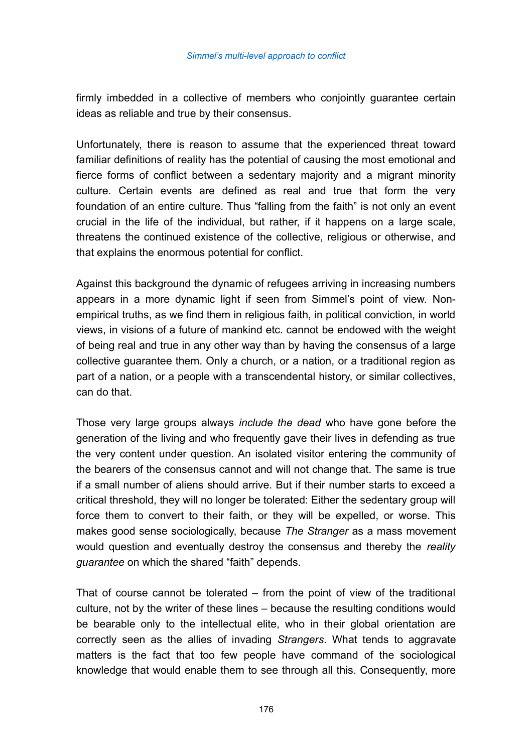firmly imbedded in a collective of members who conjointly guarantee certain ideas as reliable and true by their consensus.

Unfortunately, there is reason to assume that the experienced threat toward familiar definitions of reality has the potential of causing the most emotional and fierce forms of conflict between a sedentary majority and a migrant minority culture. Certain events are defined as real and true that form the very foundation of an entire culture. Thus "falling from the faith" is not only an event crucial in the life of the individual, but rather, if it happens on a large scale, threatens the continued existence of the collective, religious or otherwise, and that explains the enormous potential for conflict.

Against this background the dynamic of refugees arriving in increasing numbers appears in a more dynamic light if seen from Simmel's point of view. Non-empirical truths, as we find them in religious faith, in political conviction, in world views, in visions of a future of mankind etc. cannot be endowed with the weight of being real and true in any other way than by having the consensus of a large collective guarantee them. Only a church, or a nation, or a traditional region as part of a nation, or a people with a transcendental history, or similar collectives, can do that.

Those very large groups always *include the dead* who have gone before the generation of the living and who frequently gave their lives in defending as true the very content under question. An isolated visitor entering the community of the bearers of the consensus cannot and will not change that. The same is true if a small number of aliens should arrive. But if their number starts to exceed a critical threshold, they will no longer be tolerated: Either the sedentary group will force them to convert to their faith, or they will be expelled, or worse. This makes good sense sociologically, because *The Stranger* as a mass movement would question and eventually destroy the consensus and thereby the *reality guarantee* on which the shared "faith" depends.

That of course cannot be tolerated – from the point of view of the traditional culture, not by the writer of these lines – because the resulting conditions would be bearable only to the intellectual elite, who in their global orientation are correctly seen as the allies of invading *Strangers*. What tends to aggravate matters is the fact that too few people have command of the sociological knowledge that would enable them to see through all this. Consequently, more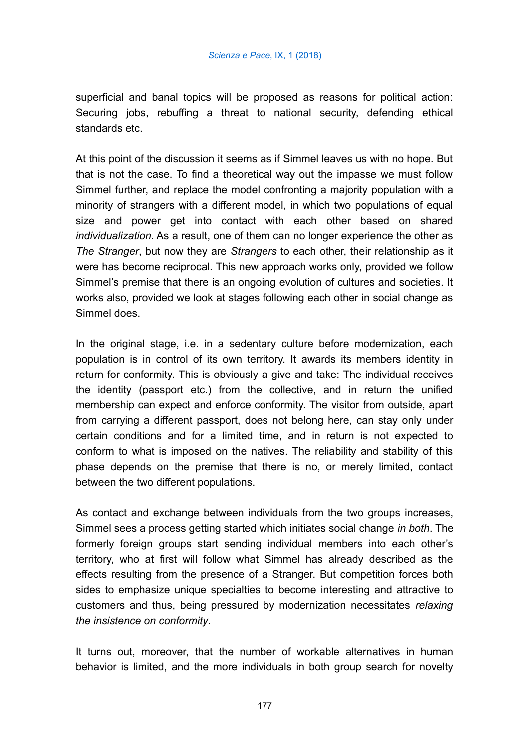superficial and banal topics will be proposed as reasons for political action: Securing jobs, rebuffing a threat to national security, defending ethical standards etc.

At this point of the discussion it seems as if Simmel leaves us with no hope. But that is not the case. To find a theoretical way out the impasse we must follow Simmel further, and replace the model confronting a majority population with a minority of strangers with a different model, in which two populations of equal size and power get into contact with each other based on shared *individualization*. As a result, one of them can no longer experience the other as *The Stranger*, but now they are *Strangers* to each other, their relationship as it were has become reciprocal. This new approach works only, provided we follow Simmel's premise that there is an ongoing evolution of cultures and societies. It works also, provided we look at stages following each other in social change as Simmel does.

In the original stage, i.e. in a sedentary culture before modernization, each population is in control of its own territory. It awards its members identity in return for conformity. This is obviously a give and take: The individual receives the identity (passport etc.) from the collective, and in return the unified membership can expect and enforce conformity. The visitor from outside, apart from carrying a different passport, does not belong here, can stay only under certain conditions and for a limited time, and in return is not expected to conform to what is imposed on the natives. The reliability and stability of this phase depends on the premise that there is no, or merely limited, contact between the two different populations.

As contact and exchange between individuals from the two groups increases, Simmel sees a process getting started which initiates social change *in both*. The formerly foreign groups start sending individual members into each other's territory, who at first will follow what Simmel has already described as the effects resulting from the presence of a Stranger. But competition forces both sides to emphasize unique specialties to become interesting and attractive to customers and thus, being pressured by modernization necessitates *relaxing the insistence on conformity*.

It turns out, moreover, that the number of workable alternatives in human behavior is limited, and the more individuals in both group search for novelty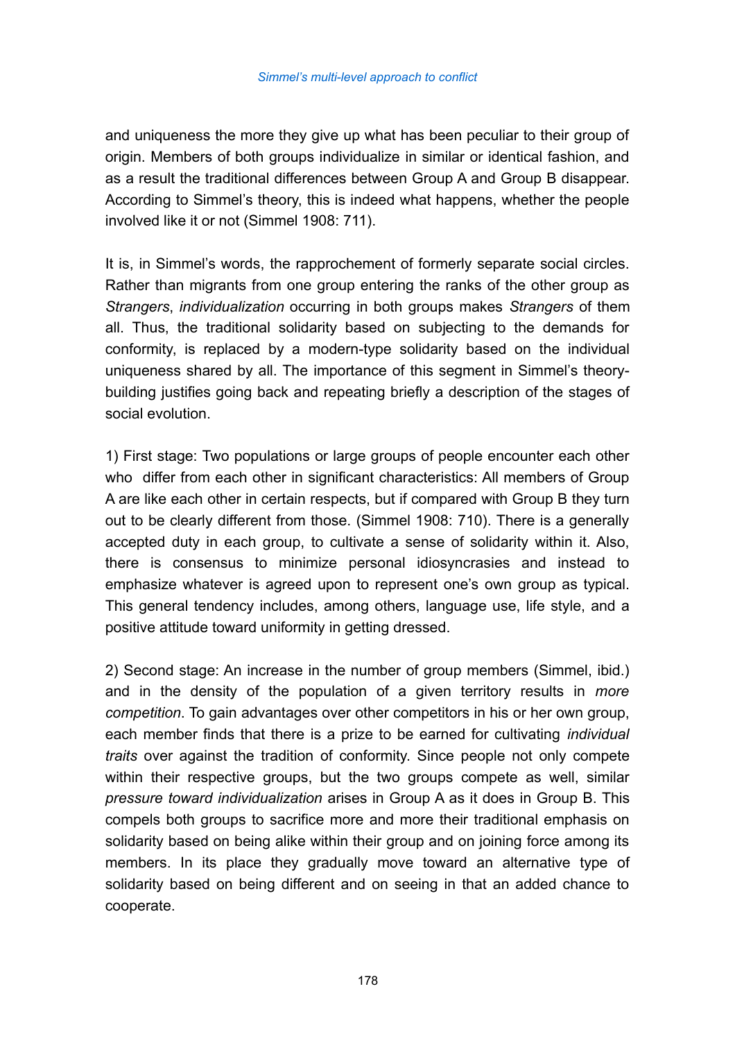and uniqueness the more they give up what has been peculiar to their group of origin. Members of both groups individualize in similar or identical fashion, and as a result the traditional differences between Group A and Group B disappear. According to Simmel's theory, this is indeed what happens, whether the people involved like it or not (Simmel 1908: 711).

It is, in Simmel's words, the rapprochement of formerly separate social circles. Rather than migrants from one group entering the ranks of the other group as *Strangers*, *individualization* occurring in both groups makes *Strangers* of them all. Thus, the traditional solidarity based on subjecting to the demands for conformity, is replaced by a modern-type solidarity based on the individual uniqueness shared by all. The importance of this segment in Simmel's theory-building justifies going back and repeating briefly a description of the stages of social evolution.

1) First stage: Two populations or large groups of people encounter each other who differ from each other in significant characteristics: All members of Group A are like each other in certain respects, but if compared with Group B they turn out to be clearly different from those. (Simmel 1908: 710). There is a generally accepted duty in each group, to cultivate a sense of solidarity within it. Also, there is consensus to minimize personal idiosyncrasies and instead to emphasize whatever is agreed upon to represent one's own group as typical. This general tendency includes, among others, language use, life style, and a positive attitude toward uniformity in getting dressed.

2) Second stage: An increase in the number of group members (Simmel, ibid.) and in the density of the population of a given territory results in *more competition*. To gain advantages over other competitors in his or her own group, each member finds that there is a prize to be earned for cultivating *individual traits* over against the tradition of conformity. Since people not only compete within their respective groups, but the two groups compete as well, similar *pressure toward individualization* arises in Group A as it does in Group B. This compels both groups to sacrifice more and more their traditional emphasis on solidarity based on being alike within their group and on joining force among its members. In its place they gradually move toward an alternative type of solidarity based on being different and on seeing in that an added chance to cooperate.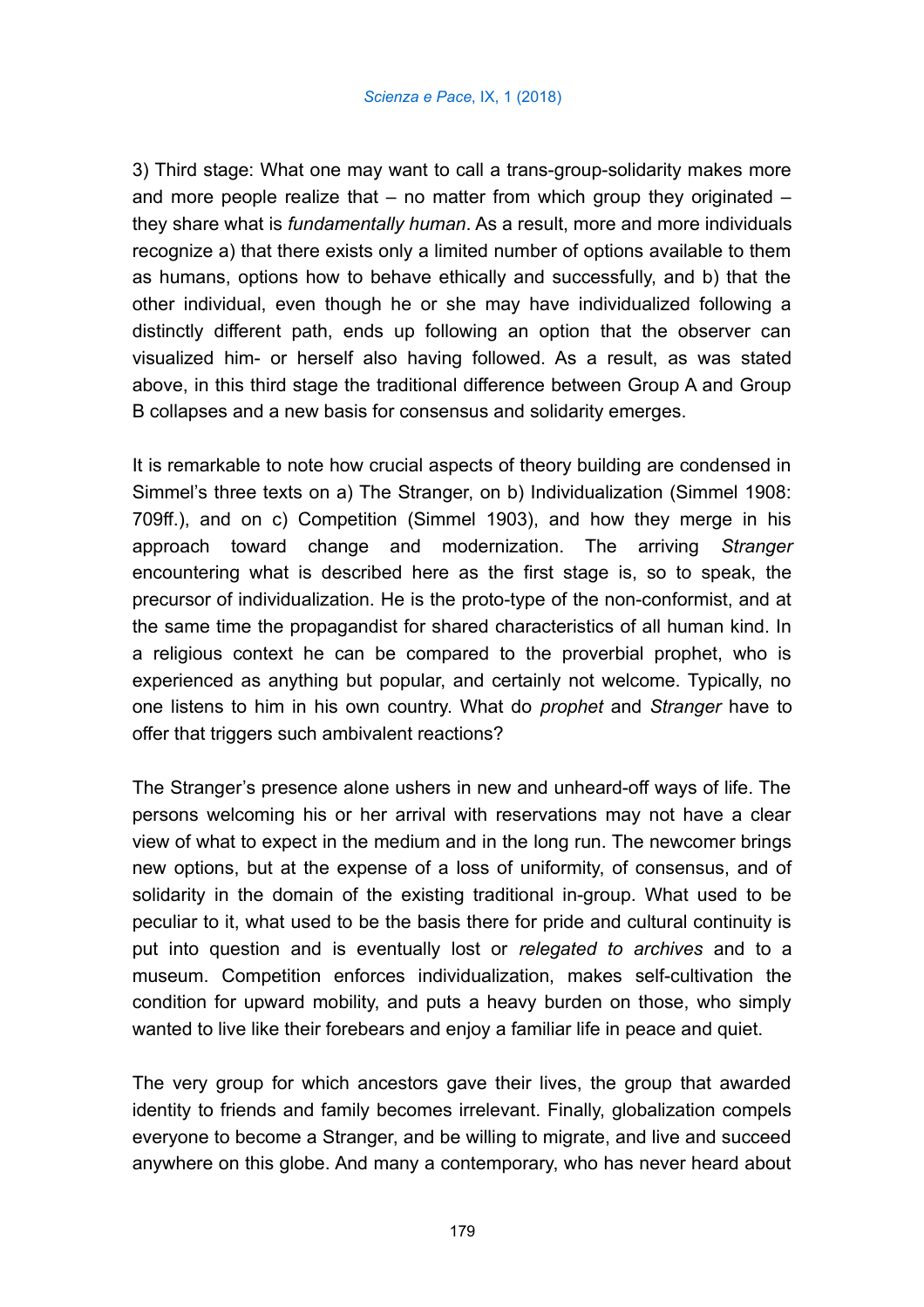3) Third stage: What one may want to call a trans-group-solidarity makes more and more people realize that – no matter from which group they originated – they share what is *fundamentally human*. As a result, more and more individuals recognize a) that there exists only a limited number of options available to them as humans, options how to behave ethically and successfully, and b) that the other individual, even though he or she may have individualized following a distinctly different path, ends up following an option that the observer can visualized him- or herself also having followed. As a result, as was stated above, in this third stage the traditional difference between Group A and Group B collapses and a new basis for consensus and solidarity emerges.

It is remarkable to note how crucial aspects of theory building are condensed in Simmel's three texts on a) The Stranger, on b) Individualization (Simmel 1908: 709ff.), and on c) Competition (Simmel 1903), and how they merge in his approach toward change and modernization. The arriving *Stranger* encountering what is described here as the first stage is, so to speak, the precursor of individualization. He is the proto-type of the non-conformist, and at the same time the propagandist for shared characteristics of all human kind. In a religious context he can be compared to the proverbial prophet, who is experienced as anything but popular, and certainly not welcome. Typically, no one listens to him in his own country. What do *prophet* and *Stranger* have to offer that triggers such ambivalent reactions?

The Stranger's presence alone ushers in new and unheard-off ways of life. The persons welcoming his or her arrival with reservations may not have a clear view of what to expect in the medium and in the long run. The newcomer brings new options, but at the expense of a loss of uniformity, of consensus, and of solidarity in the domain of the existing traditional in-group. What used to be peculiar to it, what used to be the basis there for pride and cultural continuity is put into question and is eventually lost or *relegated to archives* and to a museum. Competition enforces individualization, makes self-cultivation the condition for upward mobility, and puts a heavy burden on those, who simply wanted to live like their forebears and enjoy a familiar life in peace and quiet.

The very group for which ancestors gave their lives, the group that awarded identity to friends and family becomes irrelevant. Finally, globalization compels everyone to become a Stranger, and be willing to migrate, and live and succeed anywhere on this globe. And many a contemporary, who has never heard about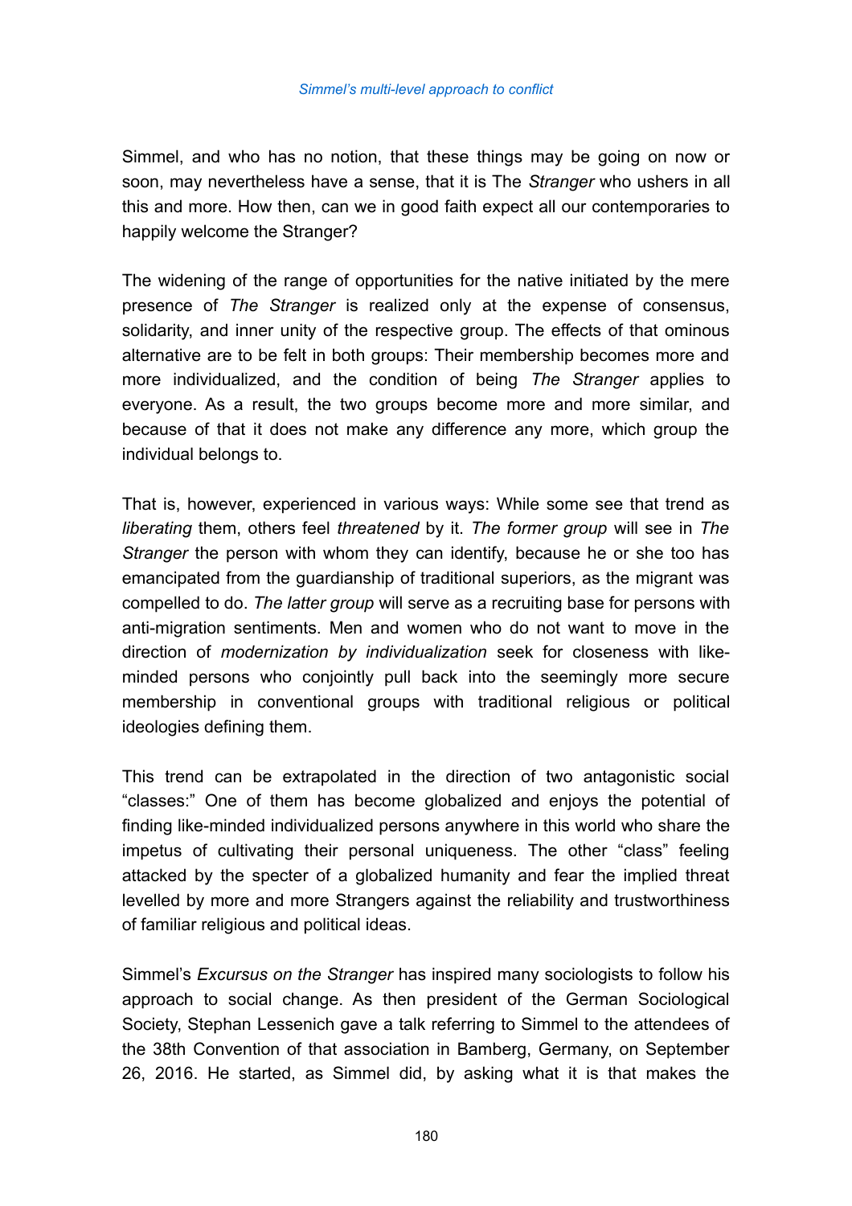Simmel, and who has no notion, that these things may be going on now or soon, may nevertheless have a sense, that it is The *Stranger* who ushers in all this and more. How then, can we in good faith expect all our contemporaries to happily welcome the Stranger?

The widening of the range of opportunities for the native initiated by the mere presence of *The Stranger* is realized only at the expense of consensus, solidarity, and inner unity of the respective group. The effects of that ominous alternative are to be felt in both groups: Their membership becomes more and more individualized, and the condition of being *The Stranger* applies to everyone. As a result, the two groups become more and more similar, and because of that it does not make any difference any more, which group the individual belongs to.

That is, however, experienced in various ways: While some see that trend as *liberating* them, others feel *threatened* by it. *The former group* will see in *The Stranger* the person with whom they can identify, because he or she too has emancipated from the guardianship of traditional superiors, as the migrant was compelled to do. *The latter group* will serve as a recruiting base for persons with anti-migration sentiments. Men and women who do not want to move in the direction of *modernization by individualization* seek for closeness with like-minded persons who conjointly pull back into the seemingly more secure membership in conventional groups with traditional religious or political ideologies defining them.

This trend can be extrapolated in the direction of two antagonistic social "classes:" One of them has become globalized and enjoys the potential of finding like-minded individualized persons anywhere in this world who share the impetus of cultivating their personal uniqueness. The other "class" feeling attacked by the specter of a globalized humanity and fear the implied threat levelled by more and more Strangers against the reliability and trustworthiness of familiar religious and political ideas.

Simmel's *Excursus on the Stranger* has inspired many sociologists to follow his approach to social change. As then president of the German Sociological Society, Stephan Lessenich gave a talk referring to Simmel to the attendees of the 38th Convention of that association in Bamberg, Germany, on September 26, 2016. He started, as Simmel did, by asking what it is that makes the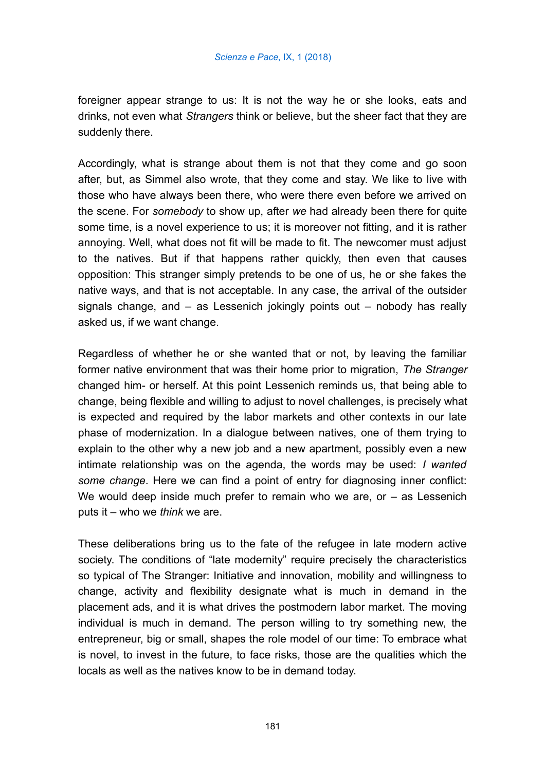foreigner appear strange to us: It is not the way he or she looks, eats and drinks, not even what *Strangers* think or believe, but the sheer fact that they are suddenly there.

Accordingly, what is strange about them is not that they come and go soon after, but, as Simmel also wrote, that they come and stay. We like to live with those who have always been there, who were there even before we arrived on the scene. For *somebody* to show up, after *we* had already been there for quite some time, is a novel experience to us; it is moreover not fitting, and it is rather annoying. Well, what does not fit will be made to fit. The newcomer must adjust to the natives. But if that happens rather quickly, then even that causes opposition: This stranger simply pretends to be one of us, he or she fakes the native ways, and that is not acceptable. In any case, the arrival of the outsider signals change, and – as Lessenich jokingly points out – nobody has really asked us, if we want change.

Regardless of whether he or she wanted that or not, by leaving the familiar former native environment that was their home prior to migration, *The Stranger* changed him- or herself. At this point Lessenich reminds us, that being able to change, being flexible and willing to adjust to novel challenges, is precisely what is expected and required by the labor markets and other contexts in our late phase of modernization. In a dialogue between natives, one of them trying to explain to the other why a new job and a new apartment, possibly even a new intimate relationship was on the agenda, the words may be used: *I wanted some change*. Here we can find a point of entry for diagnosing inner conflict: We would deep inside much prefer to remain who we are, or – as Lessenich puts it – who we *think* we are.

These deliberations bring us to the fate of the refugee in late modern active society. The conditions of "late modernity" require precisely the characteristics so typical of The Stranger: Initiative and innovation, mobility and willingness to change, activity and flexibility designate what is much in demand in the placement ads, and it is what drives the postmodern labor market. The moving individual is much in demand. The person willing to try something new, the entrepreneur, big or small, shapes the role model of our time: To embrace what is novel, to invest in the future, to face risks, those are the qualities which the locals as well as the natives know to be in demand today.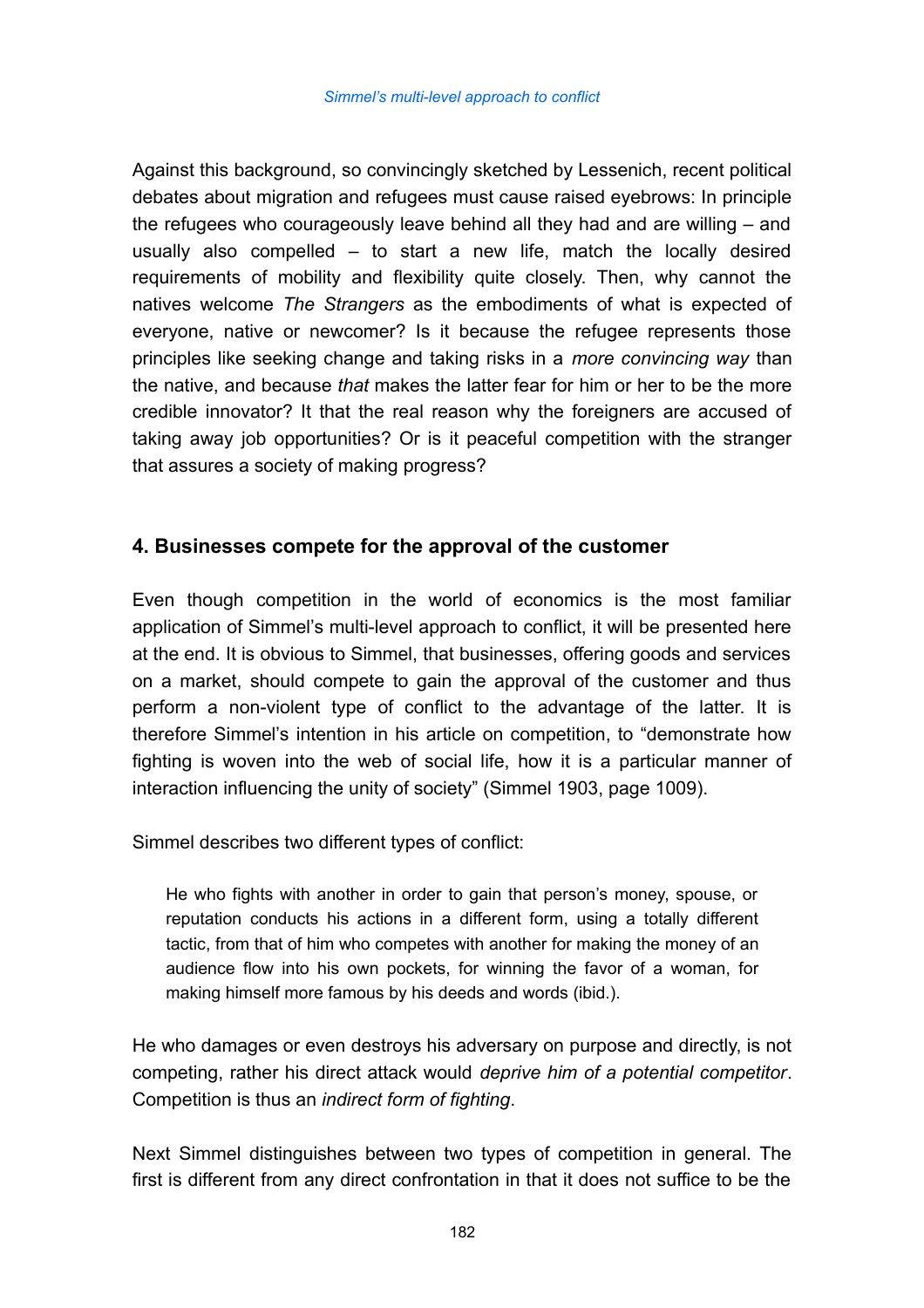Against this background, so convincingly sketched by Lessenich, recent political debates about migration and refugees must cause raised eyebrows: In principle the refugees who courageously leave behind all they had and are willing – and usually also compelled – to start a new life, match the locally desired requirements of mobility and flexibility quite closely. Then, why cannot the natives welcome *The Strangers* as the embodiments of what is expected of everyone, native or newcomer? Is it because the refugee represents those principles like seeking change and taking risks in a *more convincing way* than the native, and because *that* makes the latter fear for him or her to be the more credible innovator? It that the real reason why the foreigners are accused of taking away job opportunities? Or is it peaceful competition with the stranger that assures a society of making progress?

## 4. Businesses compete for the approval of the customer

Even though competition in the world of economics is the most familiar application of Simmel's multi-level approach to conflict, it will be presented here at the end. It is obvious to Simmel, that businesses, offering goods and services on a market, should compete to gain the approval of the customer and thus perform a non-violent type of conflict to the advantage of the latter. It is therefore Simmel's intention in his article on competition, to "demonstrate how fighting is woven into the web of social life, how it is a particular manner of interaction influencing the unity of society" (Simmel 1903, page 1009).

Simmel describes two different types of conflict:

> He who fights with another in order to gain that person's money, spouse, or reputation conducts his actions in a different form, using a totally different tactic, from that of him who competes with another for making the money of an audience flow into his own pockets, for winning the favor of a woman, for making himself more famous by his deeds and words (ibid.).

He who damages or even destroys his adversary on purpose and directly, is not competing, rather his direct attack would *deprive him of a potential competitor*. Competition is thus an *indirect form of fighting*.

Next Simmel distinguishes between two types of competition in general. The first is different from any direct confrontation in that it does not suffice to be the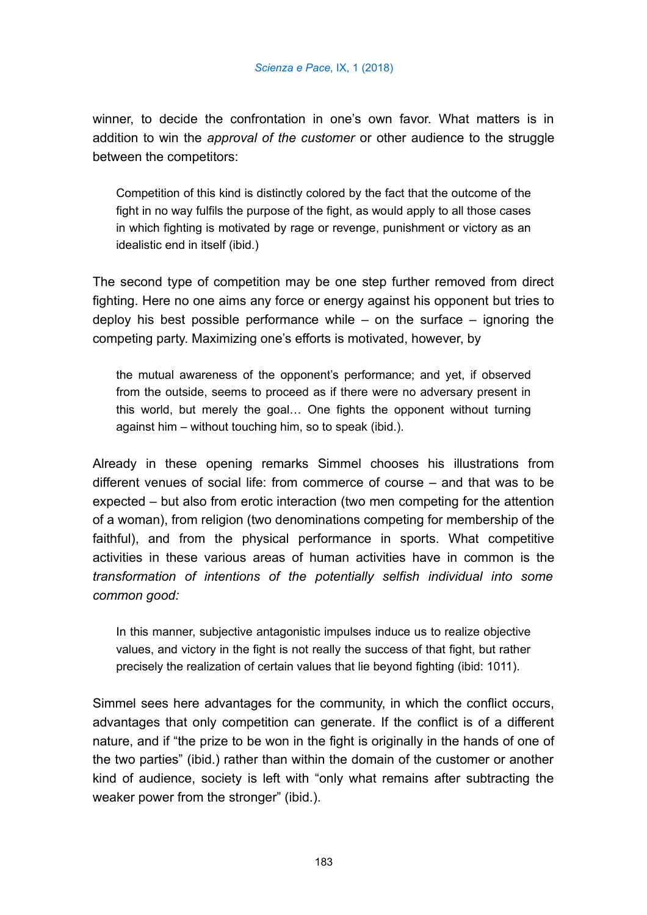winner, to decide the confrontation in one's own favor. What matters is in addition to win the *approval of the customer* or other audience to the struggle between the competitors:

> Competition of this kind is distinctly colored by the fact that the outcome of the fight in no way fulfils the purpose of the fight, as would apply to all those cases in which fighting is motivated by rage or revenge, punishment or victory as an idealistic end in itself (ibid.)

The second type of competition may be one step further removed from direct fighting. Here no one aims any force or energy against his opponent but tries to deploy his best possible performance while – on the surface – ignoring the competing party. Maximizing one's efforts is motivated, however, by

> the mutual awareness of the opponent's performance; and yet, if observed from the outside, seems to proceed as if there were no adversary present in this world, but merely the goal… One fights the opponent without turning against him – without touching him, so to speak (ibid.).

Already in these opening remarks Simmel chooses his illustrations from different venues of social life: from commerce of course – and that was to be expected – but also from erotic interaction (two men competing for the attention of a woman), from religion (two denominations competing for membership of the faithful), and from the physical performance in sports. What competitive activities in these various areas of human activities have in common is the *transformation of intentions of the potentially selfish individual into some common good:*

> In this manner, subjective antagonistic impulses induce us to realize objective values, and victory in the fight is not really the success of that fight, but rather precisely the realization of certain values that lie beyond fighting (ibid: 1011).

Simmel sees here advantages for the community, in which the conflict occurs, advantages that only competition can generate. If the conflict is of a different nature, and if "the prize to be won in the fight is originally in the hands of one of the two parties" (ibid.) rather than within the domain of the customer or another kind of audience, society is left with "only what remains after subtracting the weaker power from the stronger" (ibid.).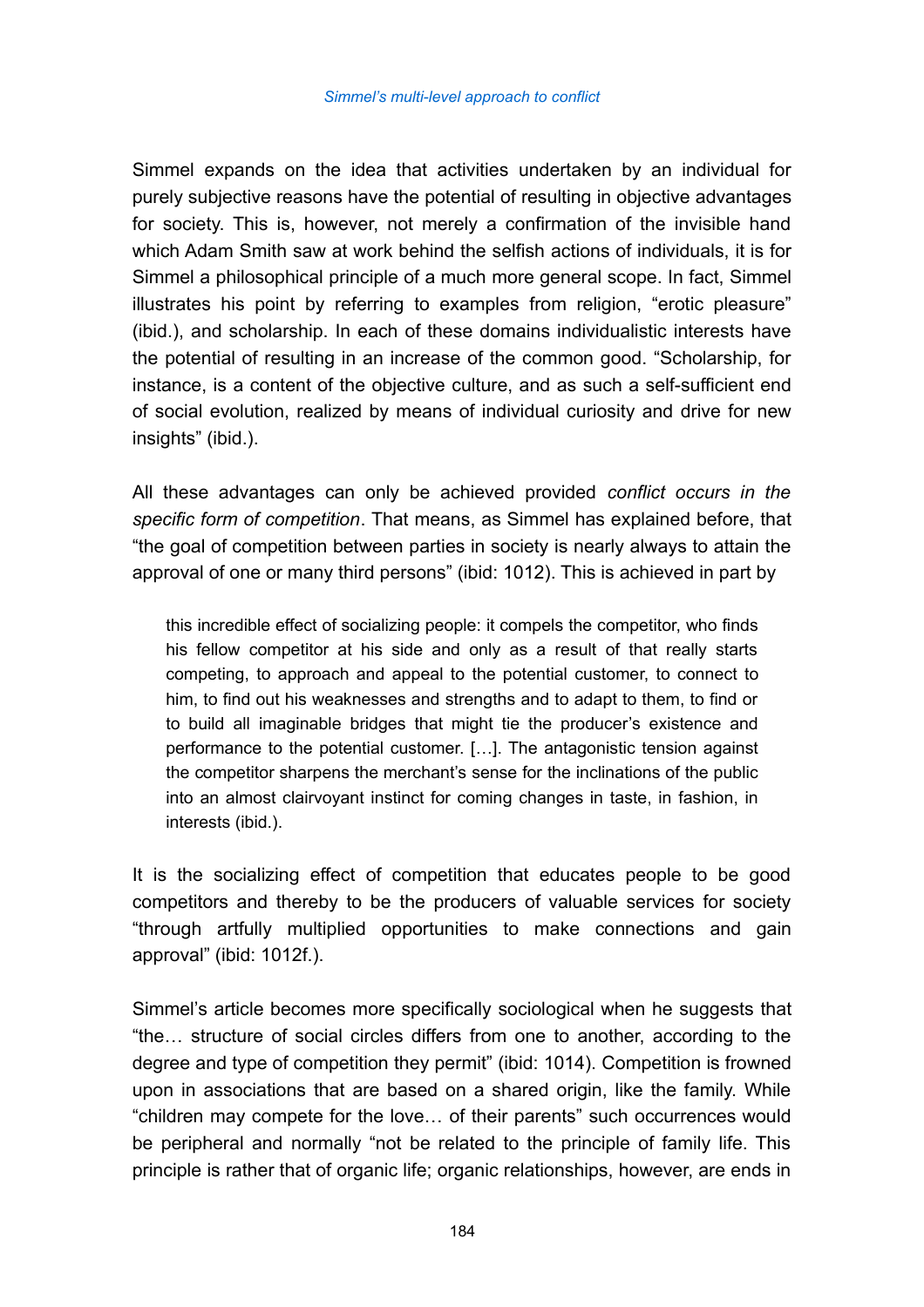Simmel expands on the idea that activities undertaken by an individual for purely subjective reasons have the potential of resulting in objective advantages for society. This is, however, not merely a confirmation of the invisible hand which Adam Smith saw at work behind the selfish actions of individuals, it is for Simmel a philosophical principle of a much more general scope. In fact, Simmel illustrates his point by referring to examples from religion, "erotic pleasure" (ibid.), and scholarship. In each of these domains individualistic interests have the potential of resulting in an increase of the common good. "Scholarship, for instance, is a content of the objective culture, and as such a self-sufficient end of social evolution, realized by means of individual curiosity and drive for new insights" (ibid.).

All these advantages can only be achieved provided *conflict occurs in the specific form of competition*. That means, as Simmel has explained before, that "the goal of competition between parties in society is nearly always to attain the approval of one or many third persons" (ibid: 1012). This is achieved in part by

> this incredible effect of socializing people: it compels the competitor, who finds his fellow competitor at his side and only as a result of that really starts competing, to approach and appeal to the potential customer, to connect to him, to find out his weaknesses and strengths and to adapt to them, to find or to build all imaginable bridges that might tie the producer's existence and performance to the potential customer. […]. The antagonistic tension against the competitor sharpens the merchant's sense for the inclinations of the public into an almost clairvoyant instinct for coming changes in taste, in fashion, in interests (ibid.).

It is the socializing effect of competition that educates people to be good competitors and thereby to be the producers of valuable services for society "through artfully multiplied opportunities to make connections and gain approval" (ibid: 1012f.).

Simmel's article becomes more specifically sociological when he suggests that "the… structure of social circles differs from one to another, according to the degree and type of competition they permit" (ibid: 1014). Competition is frowned upon in associations that are based on a shared origin, like the family. While "children may compete for the love… of their parents" such occurrences would be peripheral and normally "not be related to the principle of family life. This principle is rather that of organic life; organic relationships, however, are ends in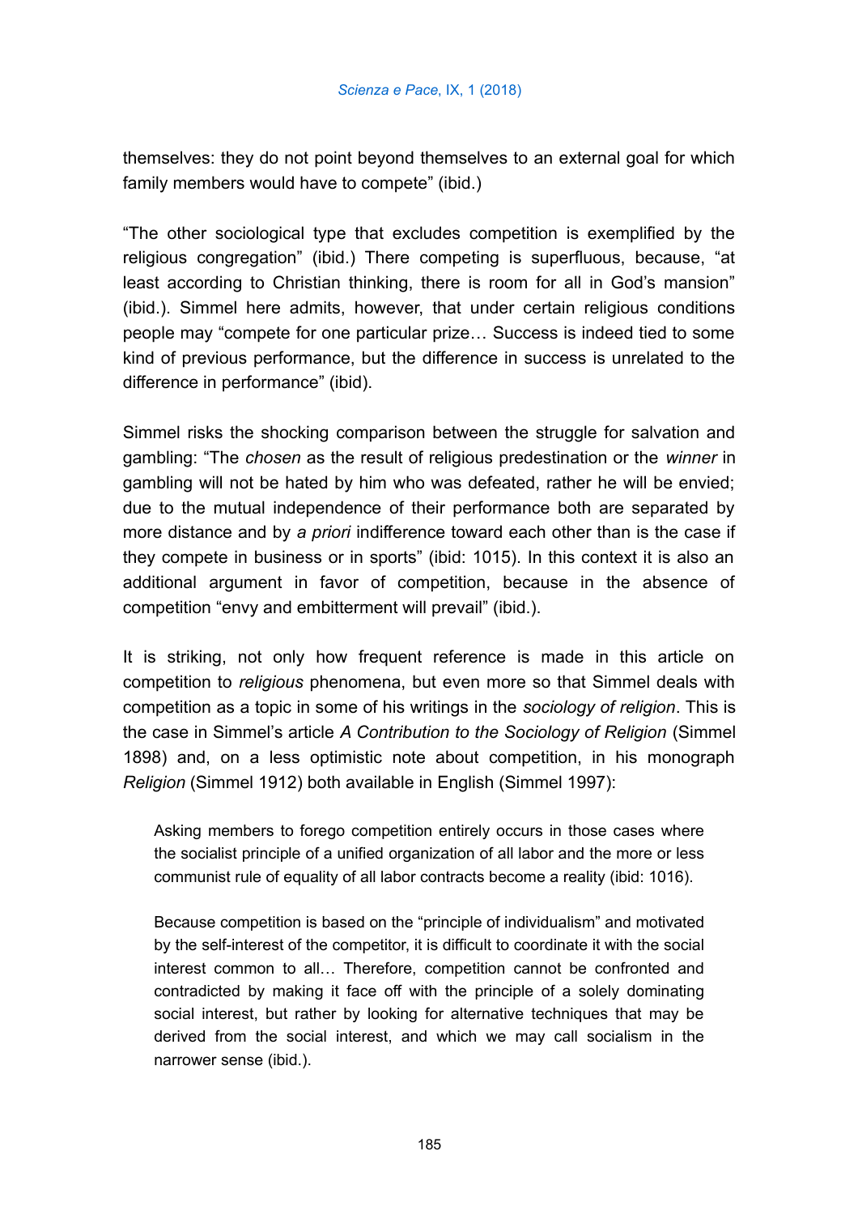themselves: they do not point beyond themselves to an external goal for which family members would have to compete" (ibid.)

"The other sociological type that excludes competition is exemplified by the religious congregation" (ibid.) There competing is superfluous, because, "at least according to Christian thinking, there is room for all in God's mansion" (ibid.). Simmel here admits, however, that under certain religious conditions people may "compete for one particular prize… Success is indeed tied to some kind of previous performance, but the difference in success is unrelated to the difference in performance" (ibid).

Simmel risks the shocking comparison between the struggle for salvation and gambling: "The *chosen* as the result of religious predestination or the *winner* in gambling will not be hated by him who was defeated, rather he will be envied; due to the mutual independence of their performance both are separated by more distance and by *a priori* indifference toward each other than is the case if they compete in business or in sports" (ibid: 1015). In this context it is also an additional argument in favor of competition, because in the absence of competition "envy and embitterment will prevail" (ibid.).

It is striking, not only how frequent reference is made in this article on competition to *religious* phenomena, but even more so that Simmel deals with competition as a topic in some of his writings in the *sociology of religion*. This is the case in Simmel's article *A Contribution to the Sociology of Religion* (Simmel 1898) and, on a less optimistic note about competition, in his monograph *Religion* (Simmel 1912) both available in English (Simmel 1997):

> Asking members to forego competition entirely occurs in those cases where the socialist principle of a unified organization of all labor and the more or less communist rule of equality of all labor contracts become a reality (ibid: 1016).

> Because competition is based on the "principle of individualism" and motivated by the self-interest of the competitor, it is difficult to coordinate it with the social interest common to all… Therefore, competition cannot be confronted and contradicted by making it face off with the principle of a solely dominating social interest, but rather by looking for alternative techniques that may be derived from the social interest, and which we may call socialism in the narrower sense (ibid.).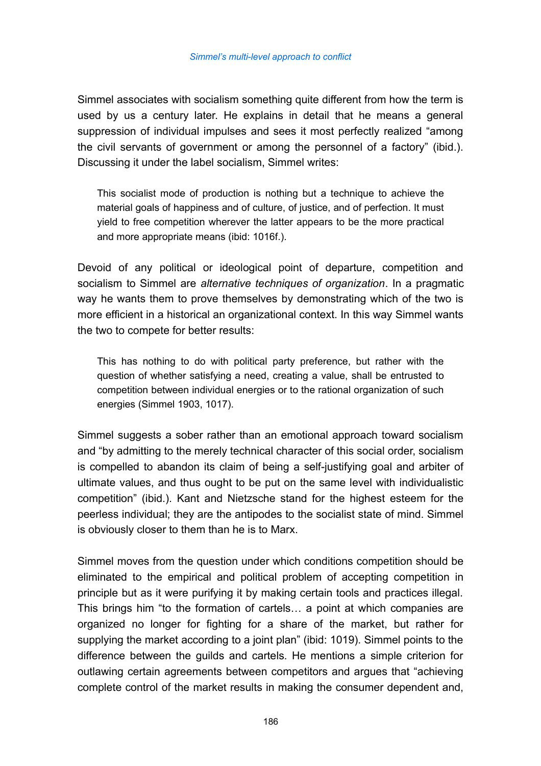Simmel associates with socialism something quite different from how the term is used by us a century later. He explains in detail that he means a general suppression of individual impulses and sees it most perfectly realized “among the civil servants of government or among the personnel of a factory” (ibid.). Discussing it under the label socialism, Simmel writes:

> This socialist mode of production is nothing but a technique to achieve the material goals of happiness and of culture, of justice, and of perfection. It must yield to free competition wherever the latter appears to be the more practical and more appropriate means (ibid: 1016f.).

Devoid of any political or ideological point of departure, competition and socialism to Simmel are *alternative techniques of organization*. In a pragmatic way he wants them to prove themselves by demonstrating which of the two is more efficient in a historical an organizational context. In this way Simmel wants the two to compete for better results:

> This has nothing to do with political party preference, but rather with the question of whether satisfying a need, creating a value, shall be entrusted to competition between individual energies or to the rational organization of such energies (Simmel 1903, 1017).

Simmel suggests a sober rather than an emotional approach toward socialism and “by admitting to the merely technical character of this social order, socialism is compelled to abandon its claim of being a self-justifying goal and arbiter of ultimate values, and thus ought to be put on the same level with individualistic competition” (ibid.). Kant and Nietzsche stand for the highest esteem for the peerless individual; they are the antipodes to the socialist state of mind. Simmel is obviously closer to them than he is to Marx.

Simmel moves from the question under which conditions competition should be eliminated to the empirical and political problem of accepting competition in principle but as it were purifying it by making certain tools and practices illegal. This brings him “to the formation of cartels… a point at which companies are organized no longer for fighting for a share of the market, but rather for supplying the market according to a joint plan” (ibid: 1019). Simmel points to the difference between the guilds and cartels. He mentions a simple criterion for outlawing certain agreements between competitors and argues that “achieving complete control of the market results in making the consumer dependent and,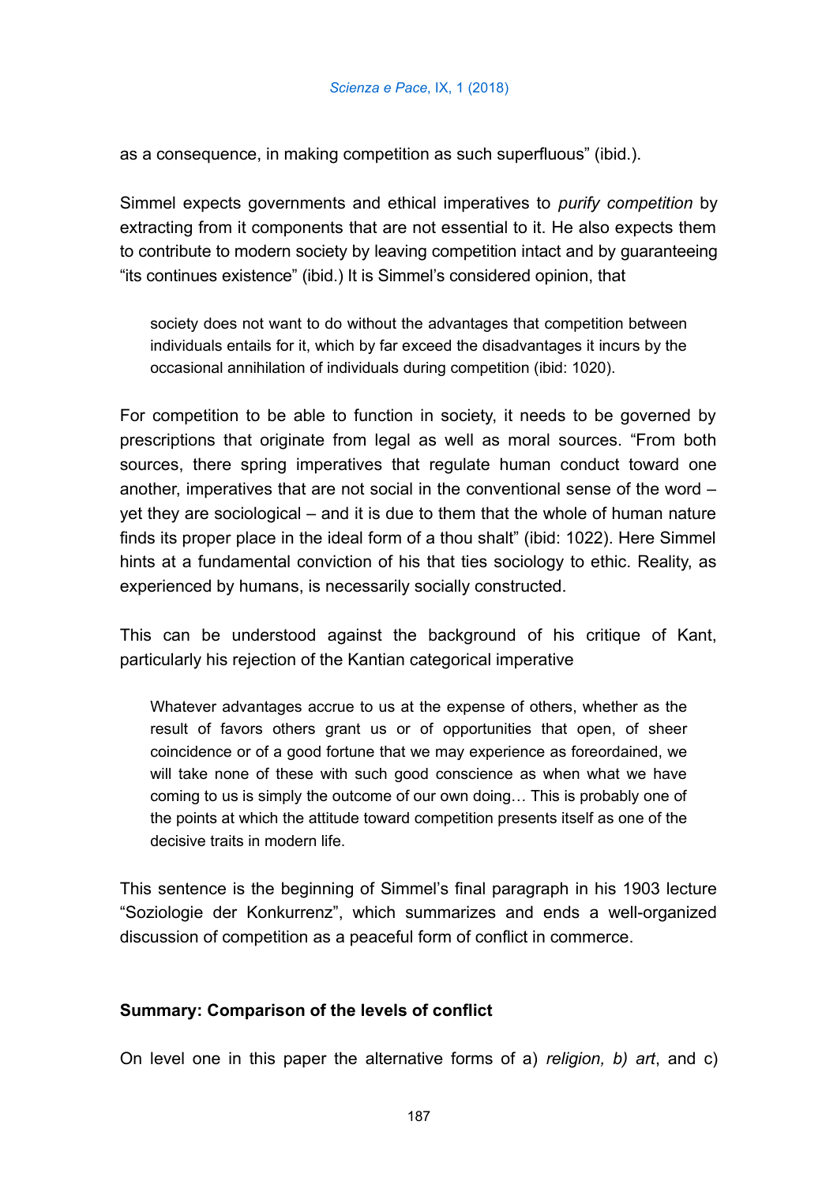as a consequence, in making competition as such superfluous" (ibid.).

Simmel expects governments and ethical imperatives to *purify competition* by extracting from it components that are not essential to it. He also expects them to contribute to modern society by leaving competition intact and by guaranteeing "its continues existence" (ibid.) It is Simmel's considered opinion, that

> society does not want to do without the advantages that competition between individuals entails for it, which by far exceed the disadvantages it incurs by the occasional annihilation of individuals during competition (ibid: 1020).

For competition to be able to function in society, it needs to be governed by prescriptions that originate from legal as well as moral sources. "From both sources, there spring imperatives that regulate human conduct toward one another, imperatives that are not social in the conventional sense of the word – yet they are sociological – and it is due to them that the whole of human nature finds its proper place in the ideal form of a thou shalt" (ibid: 1022). Here Simmel hints at a fundamental conviction of his that ties sociology to ethic. Reality, as experienced by humans, is necessarily socially constructed.

This can be understood against the background of his critique of Kant, particularly his rejection of the Kantian categorical imperative

> Whatever advantages accrue to us at the expense of others, whether as the result of favors others grant us or of opportunities that open, of sheer coincidence or of a good fortune that we may experience as foreordained, we will take none of these with such good conscience as when what we have coming to us is simply the outcome of our own doing… This is probably one of the points at which the attitude toward competition presents itself as one of the decisive traits in modern life.

This sentence is the beginning of Simmel's final paragraph in his 1903 lecture "Soziologie der Konkurrenz", which summarizes and ends a well-organized discussion of competition as a peaceful form of conflict in commerce.

## Summary: Comparison of the levels of conflict

On level one in this paper the alternative forms of a) *religion, b) art*, and c)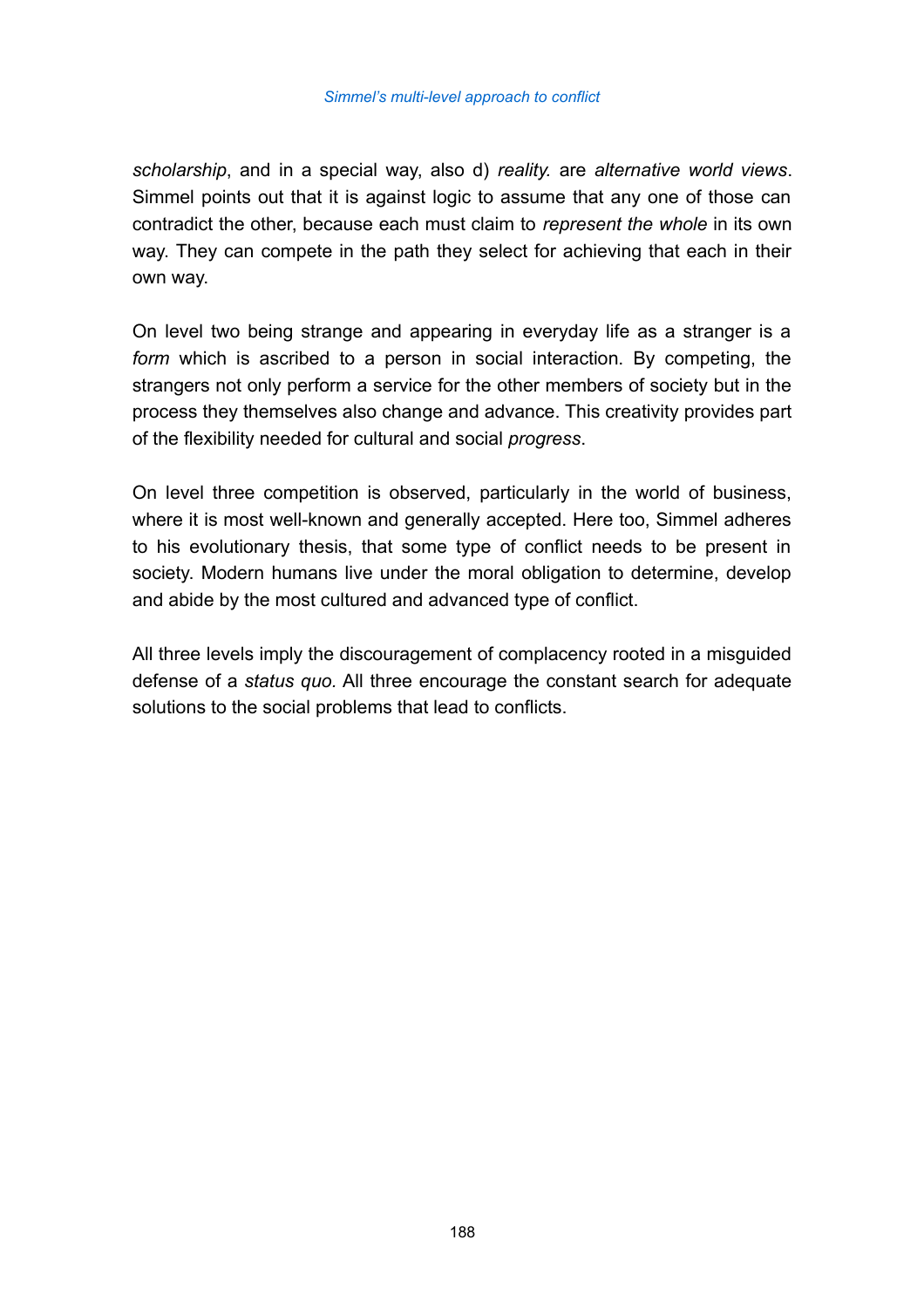*scholarship*, and in a special way, also d) *reality.* are *alternative world views*. Simmel points out that it is against logic to assume that any one of those can contradict the other, because each must claim to *represent the whole* in its own way. They can compete in the path they select for achieving that each in their own way.

On level two being strange and appearing in everyday life as a stranger is a *form* which is ascribed to a person in social interaction. By competing, the strangers not only perform a service for the other members of society but in the process they themselves also change and advance. This creativity provides part of the flexibility needed for cultural and social *progress*.

On level three competition is observed, particularly in the world of business, where it is most well-known and generally accepted. Here too, Simmel adheres to his evolutionary thesis, that some type of conflict needs to be present in society. Modern humans live under the moral obligation to determine, develop and abide by the most cultured and advanced type of conflict.

All three levels imply the discouragement of complacency rooted in a misguided defense of a *status quo.* All three encourage the constant search for adequate solutions to the social problems that lead to conflicts.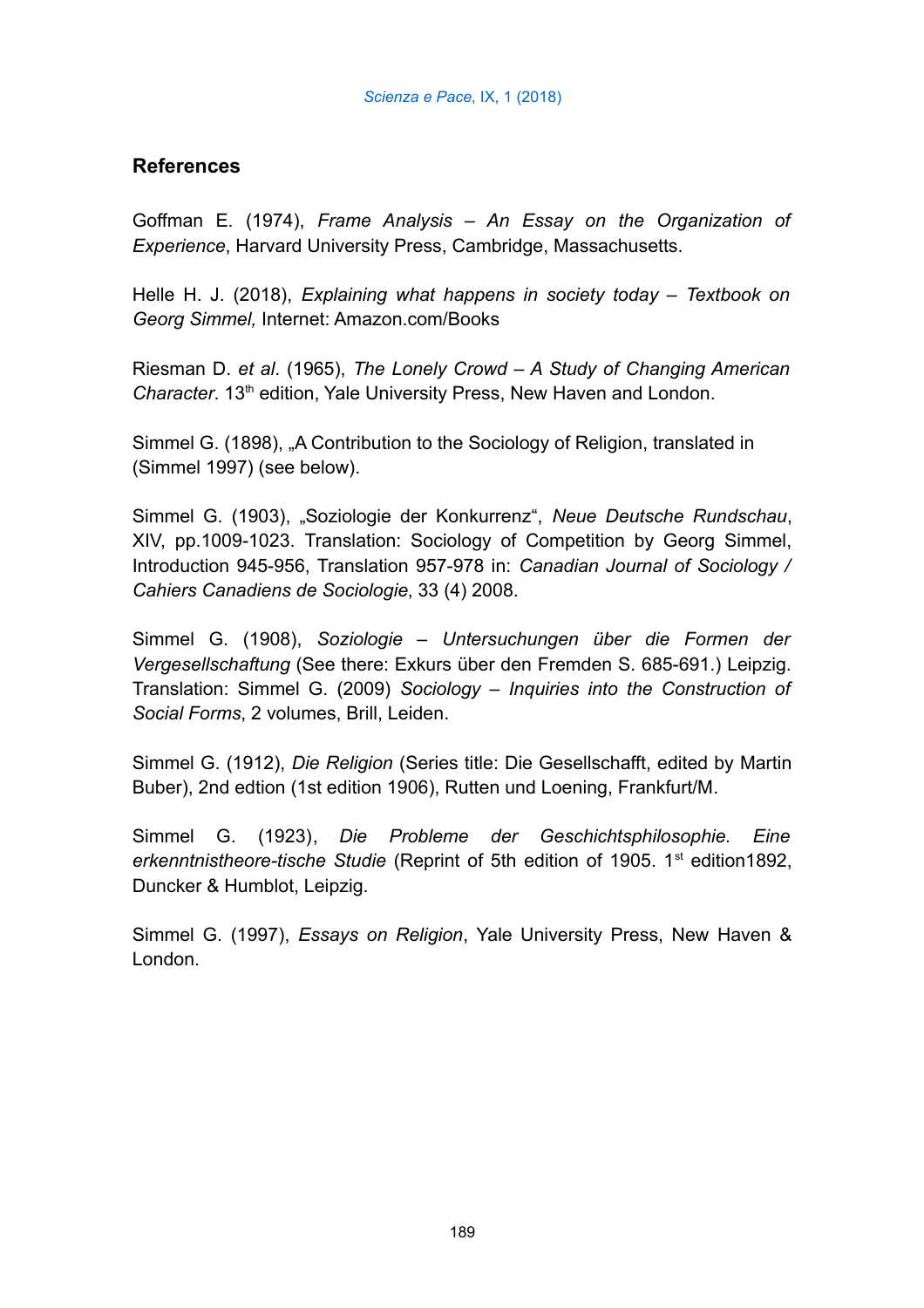## References

Goffman E. (1974), *Frame Analysis – An Essay on the Organization of Experience*, Harvard University Press, Cambridge, Massachusetts.

Helle H. J. (2018), *Explaining what happens in society today – Textbook on Georg Simmel,* Internet: Amazon.com/Books

Riesman D. *et al*. (1965), *The Lonely Crowd – A Study of Changing American Character*. 13th edition, Yale University Press, New Haven and London.

Simmel G. (1898), „A Contribution to the Sociology of Religion, translated in (Simmel 1997) (see below).

Simmel G. (1903), „Soziologie der Konkurrenz", *Neue Deutsche Rundschau*, XIV, pp.1009-1023. Translation: Sociology of Competition by Georg Simmel, Introduction 945-956, Translation 957-978 in: *Canadian Journal of Sociology / Cahiers Canadiens de Sociologie*, 33 (4) 2008.

Simmel G. (1908), *Soziologie – Untersuchungen über die Formen der Vergesellschaftung* (See there: Exkurs über den Fremden S. 685-691.) Leipzig. Translation: Simmel G. (2009) *Sociology – Inquiries into the Construction of Social Forms*, 2 volumes, Brill, Leiden.

Simmel G. (1912), *Die Religion* (Series title: Die Gesellschafft, edited by Martin Buber), 2nd edtion (1st edition 1906), Rutten und Loening, Frankfurt/M.

Simmel G. (1923), *Die Probleme der Geschichtsphilosophie. Eine erkenntnistheore-tische Studie* (Reprint of 5th edition of 1905. 1st edition1892, Duncker & Humblot, Leipzig.

Simmel G. (1997), *Essays on Religion*, Yale University Press, New Haven & London.